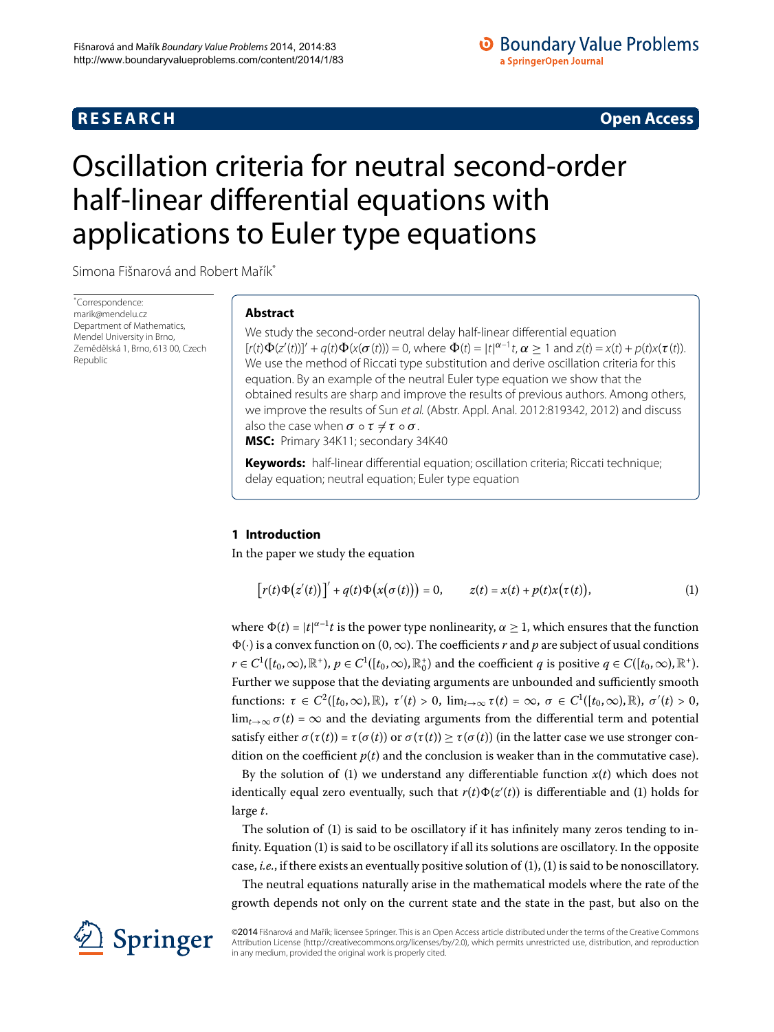RESEARCH

Open Access

# Oscillation criteria for neutral second-order half-linear differential equations with applications to Euler type equations

Simona Fišnarová and Robert Mařík*

*Correspondence: marik@mendelu.cz
Department of Mathematics, Mendel University in Brno, Zemědělská 1, Brno, 613 00, Czech Republic

## Abstract

We study the second-order neutral delay half-linear differential equation $[r(t)\Phi(z'(t))]' + q(t)\Phi(x(\sigma(t))) = 0$, where $\Phi(t) = |t|^{\alpha-1}t$, $\alpha \geq 1$ and $z(t) = x(t) + p(t)x(\tau(t))$. We use the method of Riccati type substitution and derive oscillation criteria for this equation. By an example of the neutral Euler type equation we show that the obtained results are sharp and improve the results of previous authors. Among others, we improve the results of Sun *et al.* (Abstr. Appl. Anal. 2012:819342, 2012) and discuss also the case when $\sigma \circ \tau \neq \tau \circ \sigma$.

**MSC:** Primary 34K11; secondary 34K40

**Keywords:** half-linear differential equation; oscillation criteria; Riccati technique; delay equation; neutral equation; Euler type equation

## 1 Introduction

In the paper we study the equation

$$\left[r(t)\Phi\left(z'(t)\right)\right]' + q(t)\Phi\left(x\left(\sigma(t)\right)\right) = 0, \qquad z(t) = x(t) + p(t)x\left(\tau(t)\right), \tag{1}$$

where $\Phi(t) = |t|^{\alpha-1}t$ is the power type nonlinearity, $\alpha \geq 1$, which ensures that the function $\Phi(\cdot)$ is a convex function on $(0, \infty)$. The coefficients $r$ and $p$ are subject of usual conditions $r \in C^1([t_0, \infty), \mathbb{R}^+)$, $p \in C^1([t_0, \infty), \mathbb{R}_0^+)$ and the coefficient $q$ is positive $q \in C([t_0, \infty), \mathbb{R}^+)$. Further we suppose that the deviating arguments are unbounded and sufficiently smooth functions: $\tau \in C^2([t_0, \infty), \mathbb{R})$, $\tau'(t) > 0$, $\lim_{t\to\infty} \tau(t) = \infty$, $\sigma \in C^1([t_0, \infty), \mathbb{R})$, $\sigma'(t) > 0$, $\lim_{t\to\infty} \sigma(t) = \infty$ and the deviating arguments from the differential term and potential satisfy either $\sigma(\tau(t)) = \tau(\sigma(t))$ or $\sigma(\tau(t)) \geq \tau(\sigma(t))$ (in the latter case we use stronger condition on the coefficient $p(t)$ and the conclusion is weaker than in the commutative case).

By the solution of (1) we understand any differentiable function $x(t)$ which does not identically equal zero eventually, such that $r(t)\Phi(z'(t))$ is differentiable and (1) holds for large $t$.

The solution of (1) is said to be oscillatory if it has infinitely many zeros tending to infinity. Equation (1) is said to be oscillatory if all its solutions are oscillatory. In the opposite case, *i.e.*, if there exists an eventually positive solution of (1), (1) is said to be nonoscillatory.

The neutral equations naturally arise in the mathematical models where the rate of the growth depends not only on the current state and the state in the past, but also on the

©2014 Fišnarová and Mařík; licensee Springer. This is an Open Access article distributed under the terms of the Creative Commons Attribution License (http://creativecommons.org/licenses/by/2.0), which permits unrestricted use, distribution, and reproduction in any medium, provided the original work is properly cited.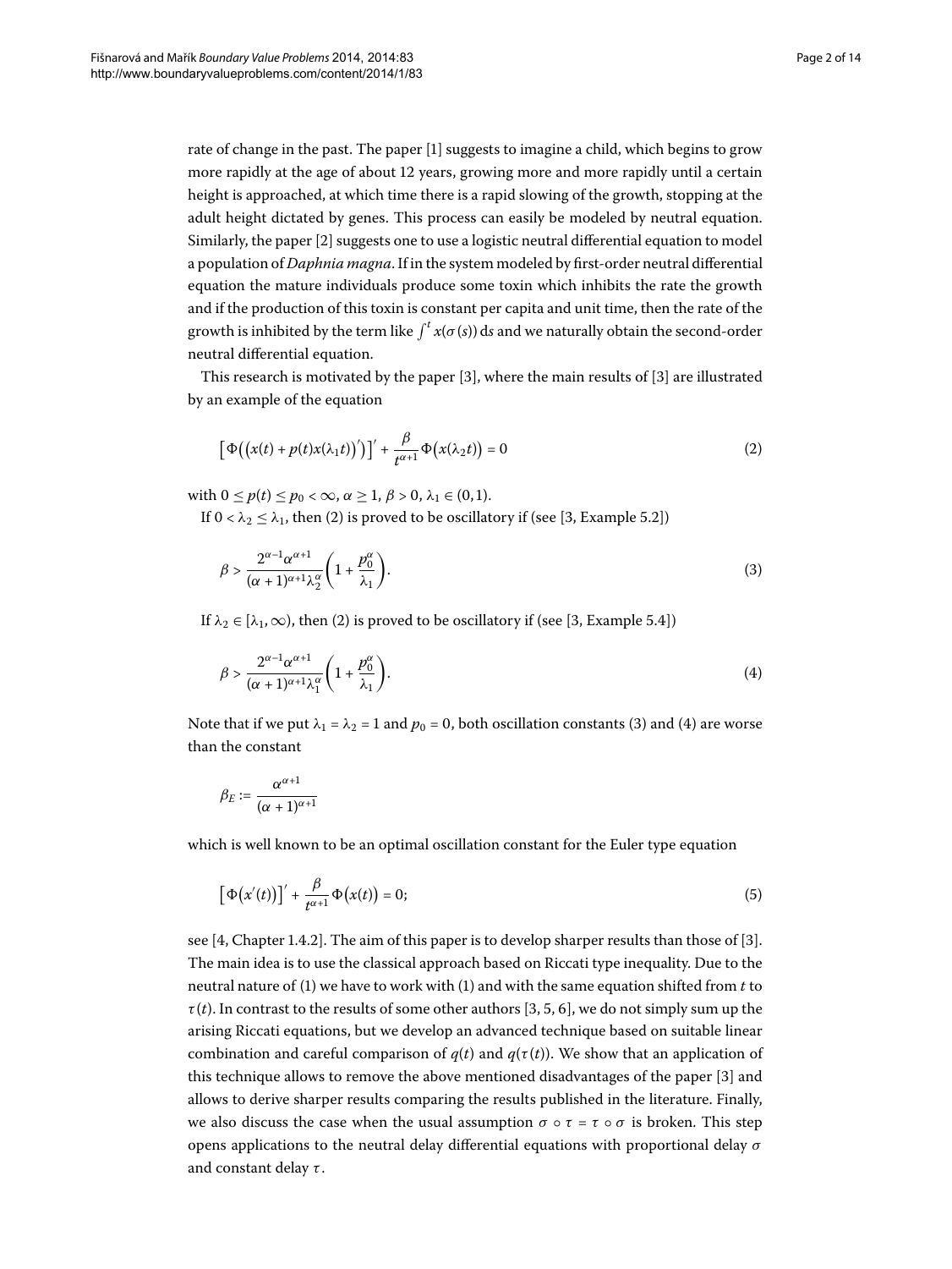rate of change in the past. The paper [1] suggests to imagine a child, which begins to grow more rapidly at the age of about 12 years, growing more and more rapidly until a certain height is approached, at which time there is a rapid slowing of the growth, stopping at the adult height dictated by genes. This process can easily be modeled by neutral equation. Similarly, the paper [2] suggests one to use a logistic neutral differential equation to model a population of *Daphnia magna*. If in the system modeled by first-order neutral differential equation the mature individuals produce some toxin which inhibits the rate the growth and if the production of this toxin is constant per capita and unit time, then the rate of the growth is inhibited by the term like $\int^t x(\sigma(s))\,\mathrm{d}s$ and we naturally obtain the second-order neutral differential equation.

This research is motivated by the paper [3], where the main results of [3] are illustrated by an example of the equation

$$\left[\Phi\left(\left(x(t)+p(t)x(\lambda_1 t)\right)'\right)\right]' + \frac{\beta}{t^{\alpha+1}}\Phi\left(x(\lambda_2 t)\right) = 0 \tag{2}$$

with $0 \le p(t) \le p_0 < \infty$, $\alpha \ge 1$, $\beta > 0$, $\lambda_1 \in (0,1)$.

If $0 < \lambda_2 \le \lambda_1$, then (2) is proved to be oscillatory if (see [3, Example 5.2])

$$\beta > \frac{2^{\alpha-1}\alpha^{\alpha+1}}{(\alpha+1)^{\alpha+1}\lambda_2^{\alpha}}\left(1+\frac{p_0^{\alpha}}{\lambda_1}\right). \tag{3}$$

If $\lambda_2 \in [\lambda_1, \infty)$, then (2) is proved to be oscillatory if (see [3, Example 5.4])

$$\beta > \frac{2^{\alpha-1}\alpha^{\alpha+1}}{(\alpha+1)^{\alpha+1}\lambda_1^{\alpha}}\left(1+\frac{p_0^{\alpha}}{\lambda_1}\right). \tag{4}$$

Note that if we put $\lambda_1 = \lambda_2 = 1$ and $p_0 = 0$, both oscillation constants (3) and (4) are worse than the constant

$$\beta_E := \frac{\alpha^{\alpha+1}}{(\alpha+1)^{\alpha+1}}$$

which is well known to be an optimal oscillation constant for the Euler type equation

$$\left[\Phi\left(x'(t)\right)\right]' + \frac{\beta}{t^{\alpha+1}}\Phi\left(x(t)\right) = 0; \tag{5}$$

see [4, Chapter 1.4.2]. The aim of this paper is to develop sharper results than those of [3]. The main idea is to use the classical approach based on Riccati type inequality. Due to the neutral nature of (1) we have to work with (1) and with the same equation shifted from $t$ to $\tau(t)$. In contrast to the results of some other authors [3, 5, 6], we do not simply sum up the arising Riccati equations, but we develop an advanced technique based on suitable linear combination and careful comparison of $q(t)$ and $q(\tau(t))$. We show that an application of this technique allows to remove the above mentioned disadvantages of the paper [3] and allows to derive sharper results comparing the results published in the literature. Finally, we also discuss the case when the usual assumption $\sigma \circ \tau = \tau \circ \sigma$ is broken. This step opens applications to the neutral delay differential equations with proportional delay $\sigma$ and constant delay $\tau$.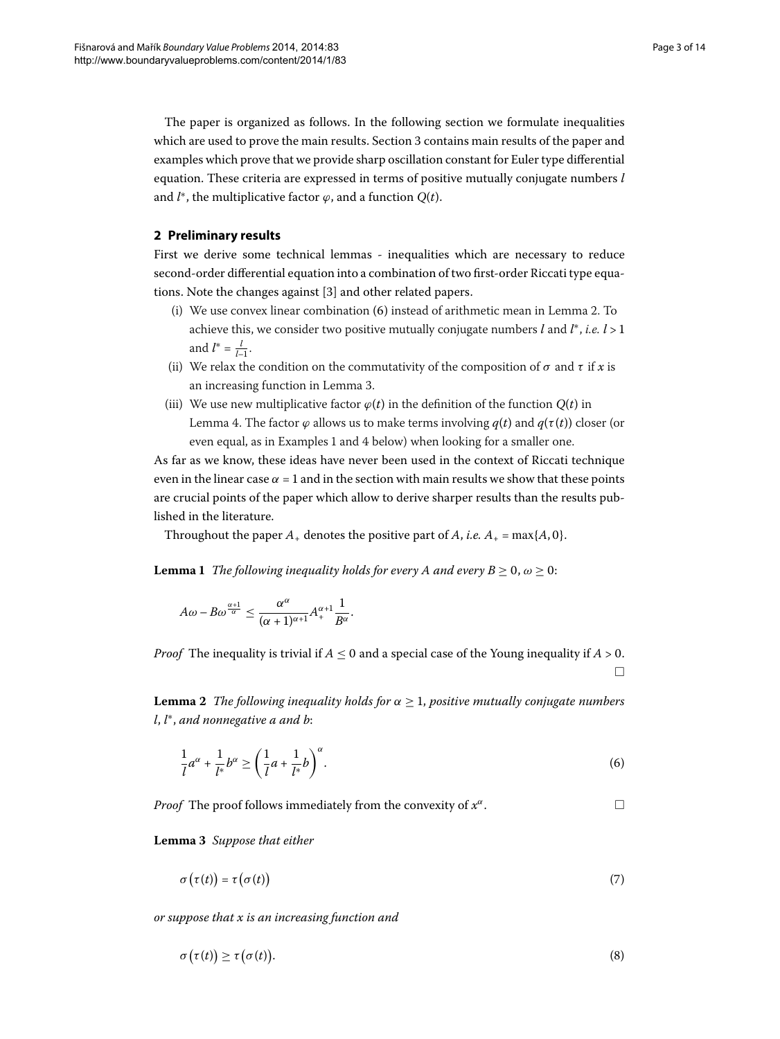The paper is organized as follows. In the following section we formulate inequalities which are used to prove the main results. Section 3 contains main results of the paper and examples which prove that we provide sharp oscillation constant for Euler type differential equation. These criteria are expressed in terms of positive mutually conjugate numbers $l$ and $l^*$, the multiplicative factor $\varphi$, and a function $Q(t)$.

## 2 Preliminary results

First we derive some technical lemmas - inequalities which are necessary to reduce second-order differential equation into a combination of two first-order Riccati type equations. Note the changes against [3] and other related papers.

(i) We use convex linear combination (6) instead of arithmetic mean in Lemma 2. To achieve this, we consider two positive mutually conjugate numbers $l$ and $l^*$, *i.e.* $l > 1$ and $l^* = \frac{l}{l-1}$.

(ii) We relax the condition on the commutativity of the composition of $\sigma$ and $\tau$ if $x$ is an increasing function in Lemma 3.

(iii) We use new multiplicative factor $\varphi(t)$ in the definition of the function $Q(t)$ in Lemma 4. The factor $\varphi$ allows us to make terms involving $q(t)$ and $q(\tau(t))$ closer (or even equal, as in Examples 1 and 4 below) when looking for a smaller one.

As far as we know, these ideas have never been used in the context of Riccati technique even in the linear case $\alpha = 1$ and in the section with main results we show that these points are crucial points of the paper which allow to derive sharper results than the results published in the literature.

Throughout the paper $A_+$ denotes the positive part of $A$, *i.e.* $A_+ = \max\{A, 0\}$.

**Lemma 1** *The following inequality holds for every $A$ and every $B \geq 0$, $\omega \geq 0$:*

$$A\omega - B\omega^{\frac{\alpha+1}{\alpha}} \leq \frac{\alpha^\alpha}{(\alpha+1)^{\alpha+1}} A_+^{\alpha+1} \frac{1}{B^\alpha}.$$

*Proof* The inequality is trivial if $A \leq 0$ and a special case of the Young inequality if $A > 0$. □

**Lemma 2** *The following inequality holds for $\alpha \geq 1$, positive mutually conjugate numbers $l$, $l^*$, and nonnegative $a$ and $b$:*

$$\frac{1}{l}a^\alpha + \frac{1}{l^*}b^\alpha \geq \left(\frac{1}{l}a + \frac{1}{l^*}b\right)^\alpha. \tag{6}$$

*Proof* The proof follows immediately from the convexity of $x^\alpha$. □

**Lemma 3** *Suppose that either*

$$\sigma(\tau(t)) = \tau(\sigma(t)) \tag{7}$$

*or suppose that $x$ is an increasing function and*

$$\sigma(\tau(t)) \geq \tau(\sigma(t)). \tag{8}$$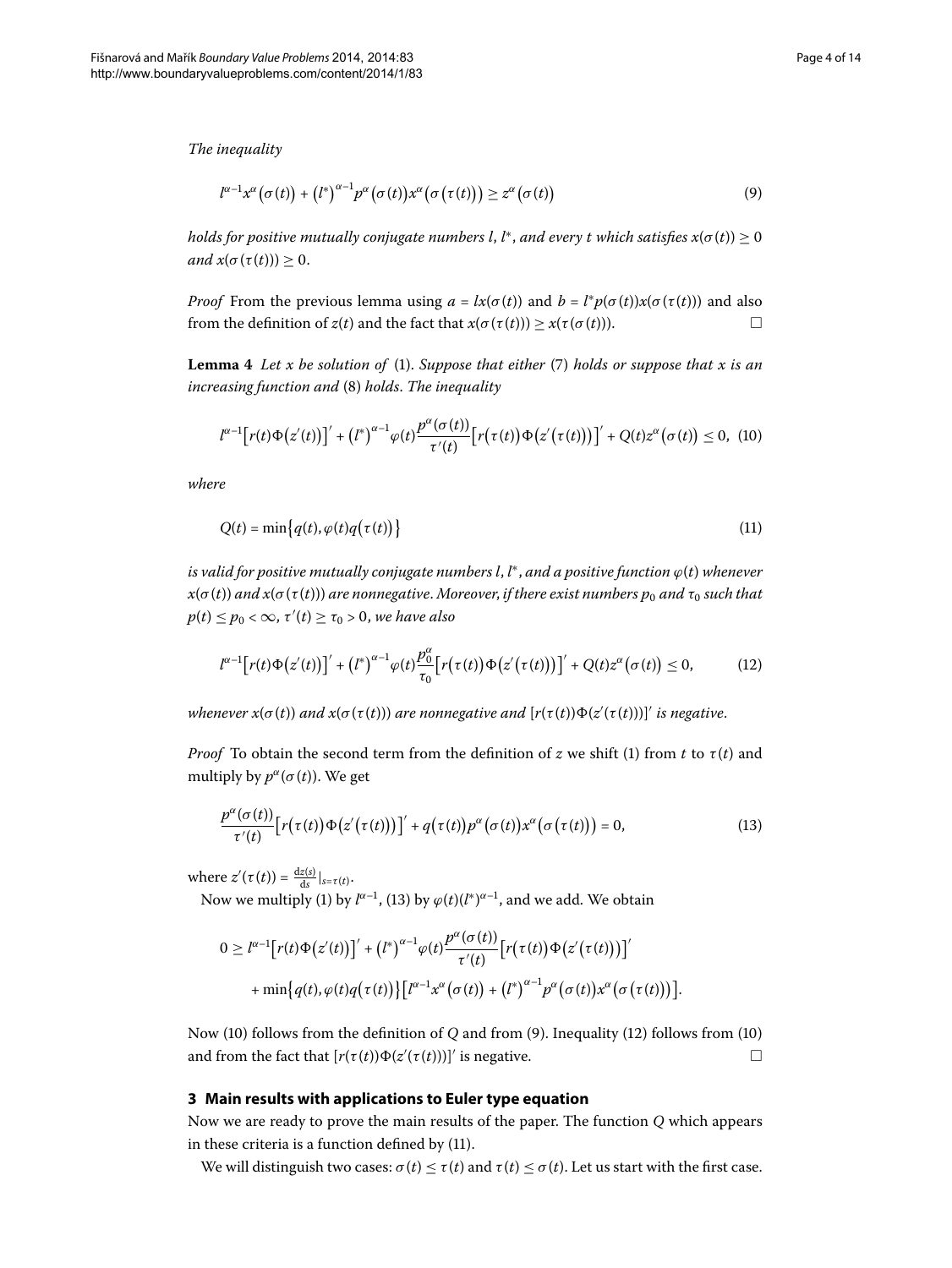*The inequality*

$$l^{\alpha-1}x^{\alpha}\big(\sigma(t)\big) + \big(l^*\big)^{\alpha-1}p^{\alpha}\big(\sigma(t)\big)x^{\alpha}\big(\sigma\big(\tau(t)\big)\big) \geq z^{\alpha}\big(\sigma(t)\big) \tag{9}$$

*holds for positive mutually conjugate numbers $l$, $l^*$, and every $t$ which satisfies $x(\sigma(t)) \geq 0$ and $x(\sigma(\tau(t))) \geq 0$.*

*Proof* From the previous lemma using $a = lx(\sigma(t))$ and $b = l^*p(\sigma(t))x(\sigma(\tau(t)))$ and also from the definition of $z(t)$ and the fact that $x(\sigma(\tau(t))) \geq x(\tau(\sigma(t)))$. □

**Lemma 4** *Let $x$ be solution of (1). Suppose that either (7) holds or suppose that $x$ is an increasing function and (8) holds. The inequality*

$$l^{\alpha-1}\big[r(t)\Phi\big(z'(t)\big)\big]' + \big(l^*\big)^{\alpha-1}\varphi(t)\frac{p^{\alpha}(\sigma(t))}{\tau'(t)}\big[r\big(\tau(t)\big)\Phi\big(z'\big(\tau(t)\big)\big)\big]' + Q(t)z^{\alpha}\big(\sigma(t)\big) \leq 0, \tag{10}$$

*where*

$$Q(t) = \min\big\{q(t), \varphi(t)q\big(\tau(t)\big)\big\} \tag{11}$$

*is valid for positive mutually conjugate numbers $l$, $l^*$, and a positive function $\varphi(t)$ whenever $x(\sigma(t))$ and $x(\sigma(\tau(t)))$ are nonnegative. Moreover, if there exist numbers $p_0$ and $\tau_0$ such that $p(t) \leq p_0 < \infty$, $\tau'(t) \geq \tau_0 > 0$, we have also*

$$l^{\alpha-1}\big[r(t)\Phi\big(z'(t)\big)\big]' + \big(l^*\big)^{\alpha-1}\varphi(t)\frac{p_0^{\alpha}}{\tau_0}\big[r\big(\tau(t)\big)\Phi\big(z'\big(\tau(t)\big)\big)\big]' + Q(t)z^{\alpha}\big(\sigma(t)\big) \leq 0, \tag{12}$$

*whenever $x(\sigma(t))$ and $x(\sigma(\tau(t)))$ are nonnegative and $[r(\tau(t))\Phi(z'(\tau(t)))]'$ is negative.*

*Proof* To obtain the second term from the definition of $z$ we shift (1) from $t$ to $\tau(t)$ and multiply by $p^{\alpha}(\sigma(t))$. We get

$$\frac{p^{\alpha}(\sigma(t))}{\tau'(t)}\big[r\big(\tau(t)\big)\Phi\big(z'\big(\tau(t)\big)\big)\big]' + q\big(\tau(t)\big)p^{\alpha}\big(\sigma(t)\big)x^{\alpha}\big(\sigma\big(\tau(t)\big)\big) = 0, \tag{13}$$

where $z'(\tau(t)) = \frac{\mathrm{d}z(s)}{\mathrm{d}s}|_{s=\tau(t)}$.

Now we multiply (1) by $l^{\alpha-1}$, (13) by $\varphi(t)(l^*)^{\alpha-1}$, and we add. We obtain

$$\begin{aligned}
0 \geq{} & l^{\alpha-1}\big[r(t)\Phi\big(z'(t)\big)\big]' + \big(l^*\big)^{\alpha-1}\varphi(t)\frac{p^{\alpha}(\sigma(t))}{\tau'(t)}\big[r\big(\tau(t)\big)\Phi\big(z'\big(\tau(t)\big)\big)\big]' \\
& + \min\big\{q(t), \varphi(t)q\big(\tau(t)\big)\big\}\big[l^{\alpha-1}x^{\alpha}\big(\sigma(t)\big) + \big(l^*\big)^{\alpha-1}p^{\alpha}\big(\sigma(t)\big)x^{\alpha}\big(\sigma\big(\tau(t)\big)\big)\big].
\end{aligned}$$

Now (10) follows from the definition of $Q$ and from (9). Inequality (12) follows from (10) and from the fact that $[r(\tau(t))\Phi(z'(\tau(t)))]'$ is negative. □

## 3 Main results with applications to Euler type equation

Now we are ready to prove the main results of the paper. The function $Q$ which appears in these criteria is a function defined by (11).

We will distinguish two cases: $\sigma(t) \leq \tau(t)$ and $\tau(t) \leq \sigma(t)$. Let us start with the first case.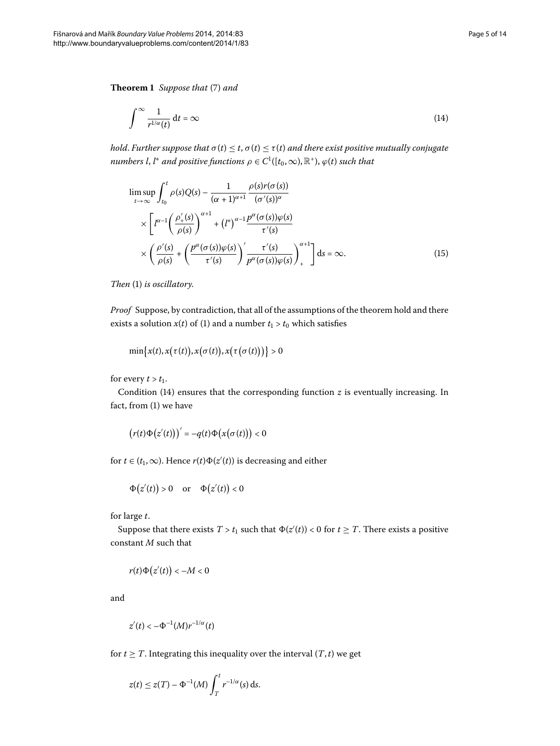**Theorem 1** *Suppose that* (7) *and*

$$\int^{\infty} \frac{1}{r^{1/\alpha}(t)}\,\mathrm{d}t = \infty \tag{14}$$

*hold. Further suppose that* $\sigma(t) \le t$, $\sigma(t) \le \tau(t)$ *and there exist positive mutually conjugate numbers* $l$, $l^*$ *and positive functions* $\rho \in C^1([t_0,\infty),\mathbb{R}^+)$, $\varphi(t)$ *such that*

$$\begin{aligned}
\limsup_{t\to\infty} \int_{t_0}^{t} \rho(s)Q(s) &- \frac{1}{(\alpha+1)^{\alpha+1}} \frac{\rho(s)r(\sigma(s))}{(\sigma'(s))^{\alpha}} \\
&\times \Biggl[ l^{\alpha-1}\biggl(\frac{\rho'_+(s)}{\rho(s)}\biggr)^{\alpha+1} + \bigl(l^*\bigr)^{\alpha-1}\frac{p^{\alpha}(\sigma(s))\varphi(s)}{\tau'(s)} \\
&\times \biggl(\frac{\rho'(s)}{\rho(s)} + \biggl(\frac{p^{\alpha}(\sigma(s))\varphi(s)}{\tau'(s)}\biggr)' \frac{\tau'(s)}{p^{\alpha}(\sigma(s))\varphi(s)}\biggr)_+^{\alpha+1}\Biggr]\,\mathrm{d}s = \infty.
\end{aligned} \tag{15}$$

*Then* (1) *is oscillatory.*

*Proof* Suppose, by contradiction, that all of the assumptions of the theorem hold and there exists a solution $x(t)$ of (1) and a number $t_1 > t_0$ which satisfies

$$\min\bigl\{x(t), x\bigl(\tau(t)\bigr), x\bigl(\sigma(t)\bigr), x\bigl(\tau\bigl(\sigma(t)\bigr)\bigr)\bigr\} > 0$$

for every $t > t_1$.

Condition (14) ensures that the corresponding function $z$ is eventually increasing. In fact, from (1) we have

$$\bigl(r(t)\Phi\bigl(z'(t)\bigr)\bigr)' = -q(t)\Phi\bigl(x\bigl(\sigma(t)\bigr)\bigr) < 0$$

for $t \in (t_1,\infty)$. Hence $r(t)\Phi(z'(t))$ is decreasing and either

$$\Phi\bigl(z'(t)\bigr) > 0 \quad \text{or} \quad \Phi\bigl(z'(t)\bigr) < 0$$

for large $t$.

Suppose that there exists $T > t_1$ such that $\Phi(z'(t)) < 0$ for $t \ge T$. There exists a positive constant $M$ such that

$$r(t)\Phi\bigl(z'(t)\bigr) < -M < 0$$

and

$$z'(t) < -\Phi^{-1}(M)r^{-1/\alpha}(t)$$

for $t \ge T$. Integrating this inequality over the interval $(T,t)$ we get

$$z(t) \le z(T) - \Phi^{-1}(M)\int_T^t r^{-1/\alpha}(s)\,\mathrm{d}s.$$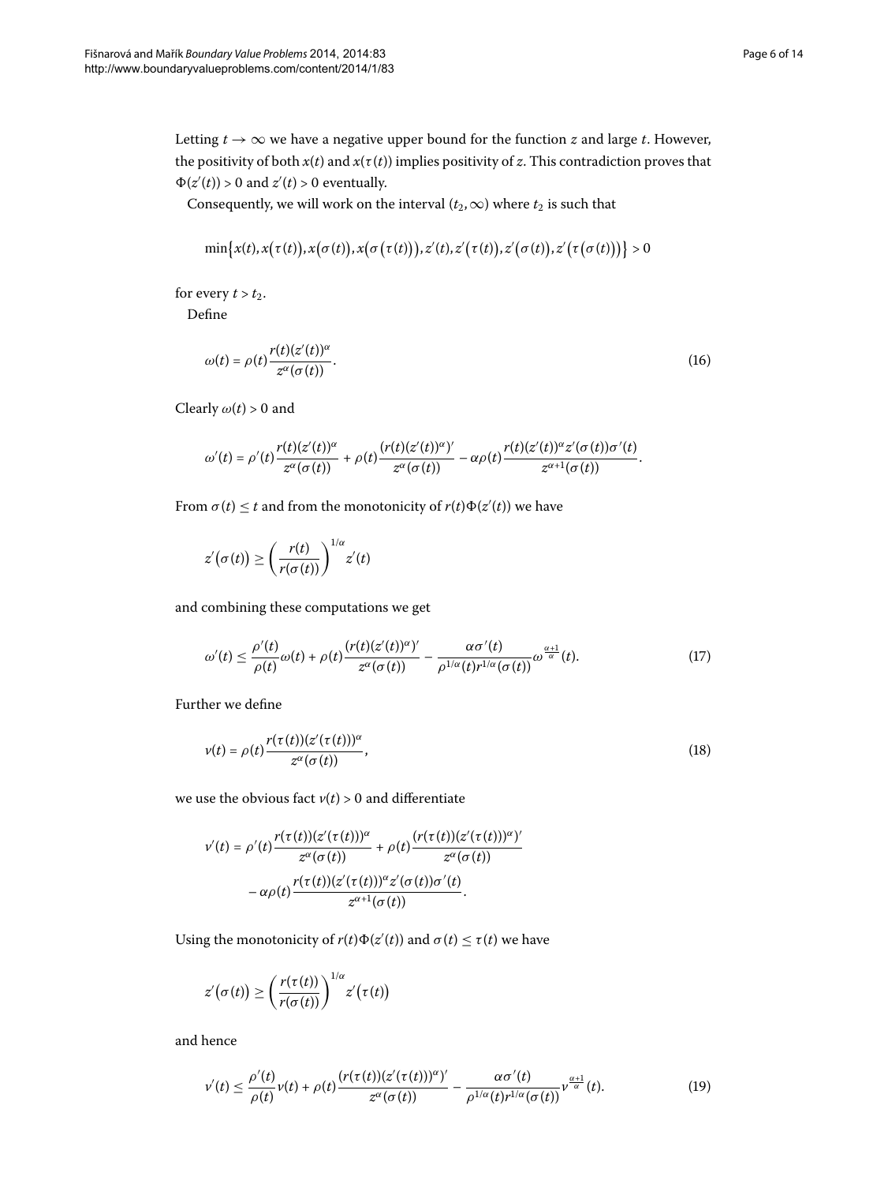Letting $t \to \infty$ we have a negative upper bound for the function $z$ and large $t$. However, the positivity of both $x(t)$ and $x(\tau(t))$ implies positivity of $z$. This contradiction proves that $\Phi(z'(t)) > 0$ and $z'(t) > 0$ eventually.

Consequently, we will work on the interval $(t_2, \infty)$ where $t_2$ is such that

$$\min\{x(t), x(\tau(t)), x(\sigma(t)), x(\sigma(\tau(t))), z'(t), z'(\tau(t)), z'(\sigma(t)), z'(\tau(\sigma(t)))\} > 0$$

for every $t > t_2$.

Define

$$\omega(t) = \rho(t)\frac{r(t)(z'(t))^\alpha}{z^\alpha(\sigma(t))}. \tag{16}$$

Clearly $\omega(t) > 0$ and

$$\omega'(t) = \rho'(t)\frac{r(t)(z'(t))^\alpha}{z^\alpha(\sigma(t))} + \rho(t)\frac{(r(t)(z'(t))^\alpha)'}{z^\alpha(\sigma(t))} - \alpha\rho(t)\frac{r(t)(z'(t))^\alpha z'(\sigma(t))\sigma'(t)}{z^{\alpha+1}(\sigma(t))}.$$

From $\sigma(t) \le t$ and from the monotonicity of $r(t)\Phi(z'(t))$ we have

$$z'(\sigma(t)) \ge \left(\frac{r(t)}{r(\sigma(t))}\right)^{1/\alpha} z'(t)$$

and combining these computations we get

$$\omega'(t) \le \frac{\rho'(t)}{\rho(t)}\omega(t) + \rho(t)\frac{(r(t)(z'(t))^\alpha)'}{z^\alpha(\sigma(t))} - \frac{\alpha\sigma'(t)}{\rho^{1/\alpha}(t)r^{1/\alpha}(\sigma(t))}\omega^{\frac{\alpha+1}{\alpha}}(t). \tag{17}$$

Further we define

$$\nu(t) = \rho(t)\frac{r(\tau(t))(z'(\tau(t)))^\alpha}{z^\alpha(\sigma(t))}, \tag{18}$$

we use the obvious fact $\nu(t) > 0$ and differentiate

$$\begin{aligned}\nu'(t) = {} & \rho'(t)\frac{r(\tau(t))(z'(\tau(t)))^\alpha}{z^\alpha(\sigma(t))} + \rho(t)\frac{(r(\tau(t))(z'(\tau(t)))^\alpha)'}{z^\alpha(\sigma(t))} \\ & - \alpha\rho(t)\frac{r(\tau(t))(z'(\tau(t)))^\alpha z'(\sigma(t))\sigma'(t)}{z^{\alpha+1}(\sigma(t))}.\end{aligned}$$

Using the monotonicity of $r(t)\Phi(z'(t))$ and $\sigma(t) \le \tau(t)$ we have

$$z'(\sigma(t)) \ge \left(\frac{r(\tau(t))}{r(\sigma(t))}\right)^{1/\alpha} z'(\tau(t))$$

and hence

$$\nu'(t) \le \frac{\rho'(t)}{\rho(t)}\nu(t) + \rho(t)\frac{(r(\tau(t))(z'(\tau(t)))^\alpha)'}{z^\alpha(\sigma(t))} - \frac{\alpha\sigma'(t)}{\rho^{1/\alpha}(t)r^{1/\alpha}(\sigma(t))}\nu^{\frac{\alpha+1}{\alpha}}(t). \tag{19}$$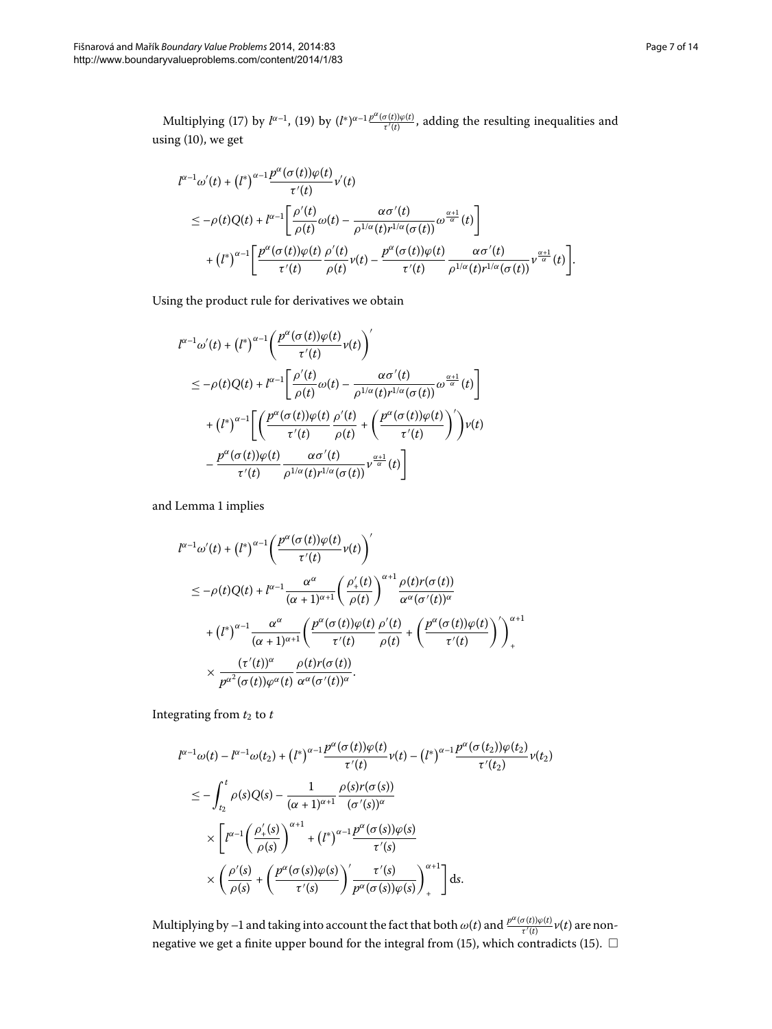Multiplying (17) by $l^{\alpha-1}$, (19) by $(l^*)^{\alpha-1}\frac{p^\alpha(\sigma(t))\varphi(t)}{\tau'(t)}$, adding the resulting inequalities and using (10), we get

$$
\begin{aligned}
&l^{\alpha-1}\omega'(t) + \left(l^*\right)^{\alpha-1}\frac{p^\alpha(\sigma(t))\varphi(t)}{\tau'(t)}v'(t)\\
&\quad\le -\rho(t)Q(t) + l^{\alpha-1}\left[\frac{\rho'(t)}{\rho(t)}\omega(t) - \frac{\alpha\sigma'(t)}{\rho^{1/\alpha}(t)r^{1/\alpha}(\sigma(t))}\omega^{\frac{\alpha+1}{\alpha}}(t)\right]\\
&\qquad + \left(l^*\right)^{\alpha-1}\left[\frac{p^\alpha(\sigma(t))\varphi(t)}{\tau'(t)}\frac{\rho'(t)}{\rho(t)}v(t) - \frac{p^\alpha(\sigma(t))\varphi(t)}{\tau'(t)}\frac{\alpha\sigma'(t)}{\rho^{1/\alpha}(t)r^{1/\alpha}(\sigma(t))}v^{\frac{\alpha+1}{\alpha}}(t)\right].
\end{aligned}
$$

Using the product rule for derivatives we obtain

$$
\begin{aligned}
&l^{\alpha-1}\omega'(t) + \left(l^*\right)^{\alpha-1}\left(\frac{p^\alpha(\sigma(t))\varphi(t)}{\tau'(t)}v(t)\right)'\\
&\quad\le -\rho(t)Q(t) + l^{\alpha-1}\left[\frac{\rho'(t)}{\rho(t)}\omega(t) - \frac{\alpha\sigma'(t)}{\rho^{1/\alpha}(t)r^{1/\alpha}(\sigma(t))}\omega^{\frac{\alpha+1}{\alpha}}(t)\right]\\
&\qquad + \left(l^*\right)^{\alpha-1}\left[\left(\frac{p^\alpha(\sigma(t))\varphi(t)}{\tau'(t)}\frac{\rho'(t)}{\rho(t)} + \left(\frac{p^\alpha(\sigma(t))\varphi(t)}{\tau'(t)}\right)'\right)v(t)\right.\\
&\qquad \left. - \frac{p^\alpha(\sigma(t))\varphi(t)}{\tau'(t)}\frac{\alpha\sigma'(t)}{\rho^{1/\alpha}(t)r^{1/\alpha}(\sigma(t))}v^{\frac{\alpha+1}{\alpha}}(t)\right]
\end{aligned}
$$

and Lemma 1 implies

$$
\begin{aligned}
&l^{\alpha-1}\omega'(t) + \left(l^*\right)^{\alpha-1}\left(\frac{p^\alpha(\sigma(t))\varphi(t)}{\tau'(t)}v(t)\right)'\\
&\quad\le -\rho(t)Q(t) + l^{\alpha-1}\frac{\alpha^\alpha}{(\alpha+1)^{\alpha+1}}\left(\frac{\rho'_+(t)}{\rho(t)}\right)^{\alpha+1}\frac{\rho(t)r(\sigma(t))}{\alpha^\alpha(\sigma'(t))^\alpha}\\
&\qquad + \left(l^*\right)^{\alpha-1}\frac{\alpha^\alpha}{(\alpha+1)^{\alpha+1}}\left(\frac{p^\alpha(\sigma(t))\varphi(t)}{\tau'(t)}\frac{\rho'(t)}{\rho(t)} + \left(\frac{p^\alpha(\sigma(t))\varphi(t)}{\tau'(t)}\right)'\right)_+^{\alpha+1}\\
&\qquad \times \frac{(\tau'(t))^\alpha}{p^{\alpha^2}(\sigma(t))\varphi^\alpha(t)}\frac{\rho(t)r(\sigma(t))}{\alpha^\alpha(\sigma'(t))^\alpha}.
\end{aligned}
$$

Integrating from $t_2$ to $t$

$$
\begin{aligned}
&l^{\alpha-1}\omega(t) - l^{\alpha-1}\omega(t_2) + \left(l^*\right)^{\alpha-1}\frac{p^\alpha(\sigma(t))\varphi(t)}{\tau'(t)}v(t) - \left(l^*\right)^{\alpha-1}\frac{p^\alpha(\sigma(t_2))\varphi(t_2)}{\tau'(t_2)}v(t_2)\\
&\quad\le -\int_{t_2}^{t}\rho(s)Q(s) - \frac{1}{(\alpha+1)^{\alpha+1}}\frac{\rho(s)r(\sigma(s))}{(\sigma'(s))^\alpha}\\
&\qquad\times\left[l^{\alpha-1}\left(\frac{\rho'_+(s)}{\rho(s)}\right)^{\alpha+1} + \left(l^*\right)^{\alpha-1}\frac{p^\alpha(\sigma(s))\varphi(s)}{\tau'(s)}\right.\\
&\qquad\left.\times\left(\frac{\rho'(s)}{\rho(s)} + \left(\frac{p^\alpha(\sigma(s))\varphi(s)}{\tau'(s)}\right)'\frac{\tau'(s)}{p^\alpha(\sigma(s))\varphi(s)}\right)_+^{\alpha+1}\right]\mathrm{d}s.
\end{aligned}
$$

Multiplying by $-1$ and taking into account the fact that both $\omega(t)$ and $\frac{p^\alpha(\sigma(t))\varphi(t)}{\tau'(t)}v(t)$ are nonnegative we get a finite upper bound for the integral from (15), which contradicts (15). □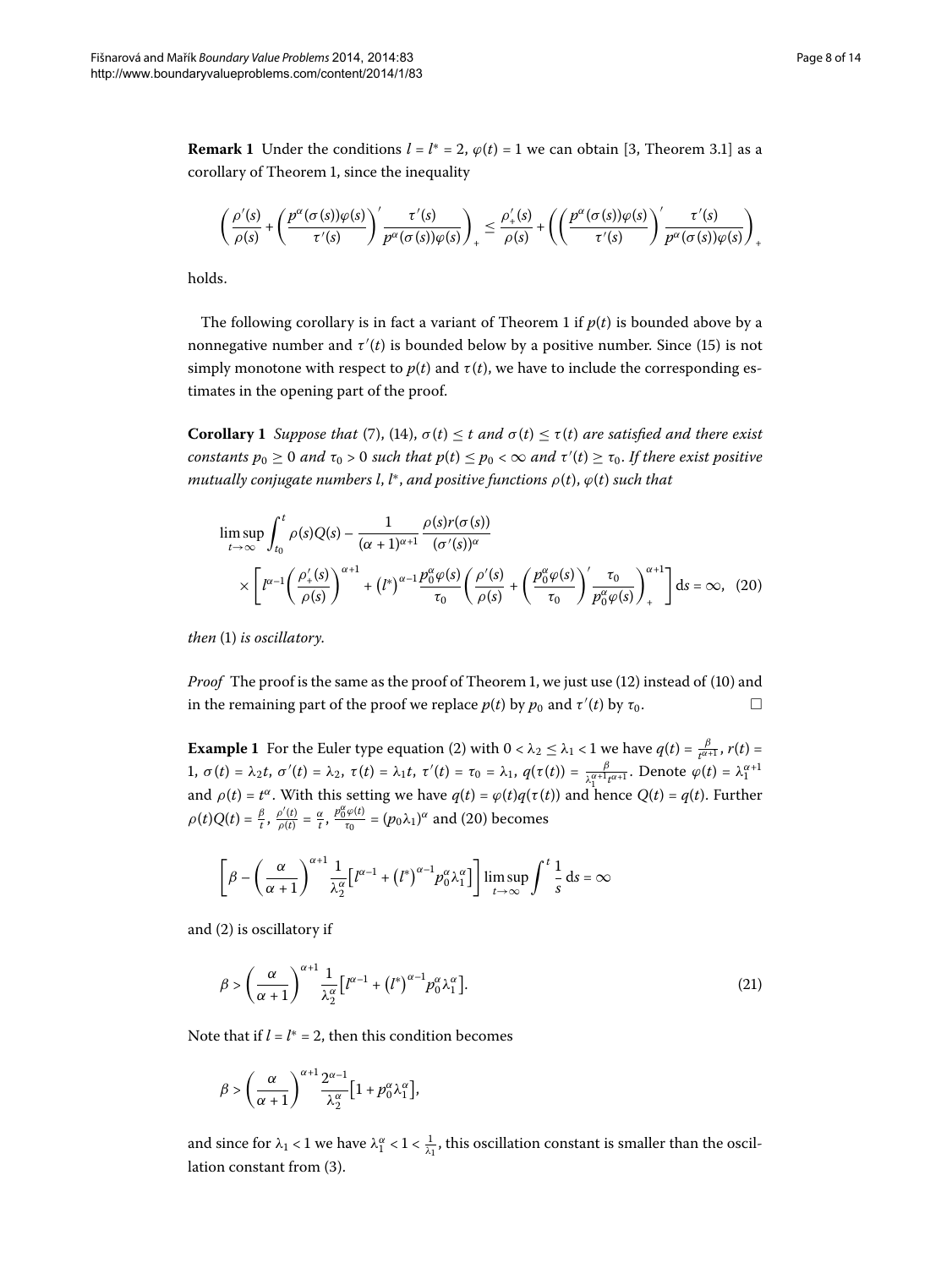**Remark 1** Under the conditions $l = l^* = 2$, $\varphi(t) = 1$ we can obtain [3, Theorem 3.1] as a corollary of Theorem 1, since the inequality

$$\left(\frac{\rho'(s)}{\rho(s)} + \left(\frac{p^\alpha(\sigma(s))\varphi(s)}{\tau'(s)}\right)' \frac{\tau'(s)}{p^\alpha(\sigma(s))\varphi(s)}\right)_+ \le \frac{\rho'_+(s)}{\rho(s)} + \left(\left(\frac{p^\alpha(\sigma(s))\varphi(s)}{\tau'(s)}\right)' \frac{\tau'(s)}{p^\alpha(\sigma(s))\varphi(s)}\right)_+$$

holds.

The following corollary is in fact a variant of Theorem 1 if $p(t)$ is bounded above by a nonnegative number and $\tau'(t)$ is bounded below by a positive number. Since (15) is not simply monotone with respect to $p(t)$ and $\tau(t)$, we have to include the corresponding estimates in the opening part of the proof.

**Corollary 1** *Suppose that* (7), (14), $\sigma(t) \le t$ *and* $\sigma(t) \le \tau(t)$ *are satisfied and there exist constants* $p_0 \ge 0$ *and* $\tau_0 > 0$ *such that* $p(t) \le p_0 < \infty$ *and* $\tau'(t) \ge \tau_0$. *If there exist positive mutually conjugate numbers* $l$, $l^*$, *and positive functions* $\rho(t)$, $\varphi(t)$ *such that*

$$\limsup_{t\to\infty} \int_{t_0}^t \rho(s)Q(s) - \frac{1}{(\alpha+1)^{\alpha+1}} \frac{\rho(s)r(\sigma(s))}{(\sigma'(s))^\alpha} \times \left[l^{\alpha-1}\left(\frac{\rho'_+(s)}{\rho(s)}\right)^{\alpha+1} + \left(l^*\right)^{\alpha-1} \frac{p_0^\alpha \varphi(s)}{\tau_0} \left(\frac{\rho'(s)}{\rho(s)} + \left(\frac{p_0^\alpha \varphi(s)}{\tau_0}\right)' \frac{\tau_0}{p_0^\alpha \varphi(s)}\right)_+^{\alpha+1}\right] \mathrm{d}s = \infty, \quad (20)$$

*then* (1) *is oscillatory.*

*Proof* The proof is the same as the proof of Theorem 1, we just use (12) instead of (10) and in the remaining part of the proof we replace $p(t)$ by $p_0$ and $\tau'(t)$ by $\tau_0$. □

**Example 1** For the Euler type equation (2) with $0 < \lambda_2 \le \lambda_1 < 1$ we have $q(t) = \frac{\beta}{t^{\alpha+1}}$, $r(t) = 1$, $\sigma(t) = \lambda_2 t$, $\sigma'(t) = \lambda_2$, $\tau(t) = \lambda_1 t$, $\tau'(t) = \tau_0 = \lambda_1$, $q(\tau(t)) = \frac{\beta}{\lambda_1^{\alpha+1} t^{\alpha+1}}$. Denote $\varphi(t) = \lambda_1^{\alpha+1}$ and $\rho(t) = t^\alpha$. With this setting we have $q(t) = \varphi(t)q(\tau(t))$ and hence $Q(t) = q(t)$. Further $\rho(t)Q(t) = \frac{\beta}{t}$, $\frac{\rho'(t)}{\rho(t)} = \frac{\alpha}{t}$, $\frac{p_0^\alpha \varphi(t)}{\tau_0} = (p_0\lambda_1)^\alpha$ and (20) becomes

$$\left[\beta - \left(\frac{\alpha}{\alpha+1}\right)^{\alpha+1} \frac{1}{\lambda_2^\alpha}\left[l^{\alpha-1} + \left(l^*\right)^{\alpha-1} p_0^\alpha \lambda_1^\alpha\right]\right] \limsup_{t\to\infty} \int^t \frac{1}{s}\,\mathrm{d}s = \infty$$

and (2) is oscillatory if

$$\beta > \left(\frac{\alpha}{\alpha+1}\right)^{\alpha+1} \frac{1}{\lambda_2^\alpha}\left[l^{\alpha-1} + \left(l^*\right)^{\alpha-1} p_0^\alpha \lambda_1^\alpha\right]. \quad (21)$$

Note that if $l = l^* = 2$, then this condition becomes

$$\beta > \left(\frac{\alpha}{\alpha+1}\right)^{\alpha+1} \frac{2^{\alpha-1}}{\lambda_2^\alpha}\left[1 + p_0^\alpha \lambda_1^\alpha\right],$$

and since for $\lambda_1 < 1$ we have $\lambda_1^\alpha < 1 < \frac{1}{\lambda_1}$, this oscillation constant is smaller than the oscillation constant from (3).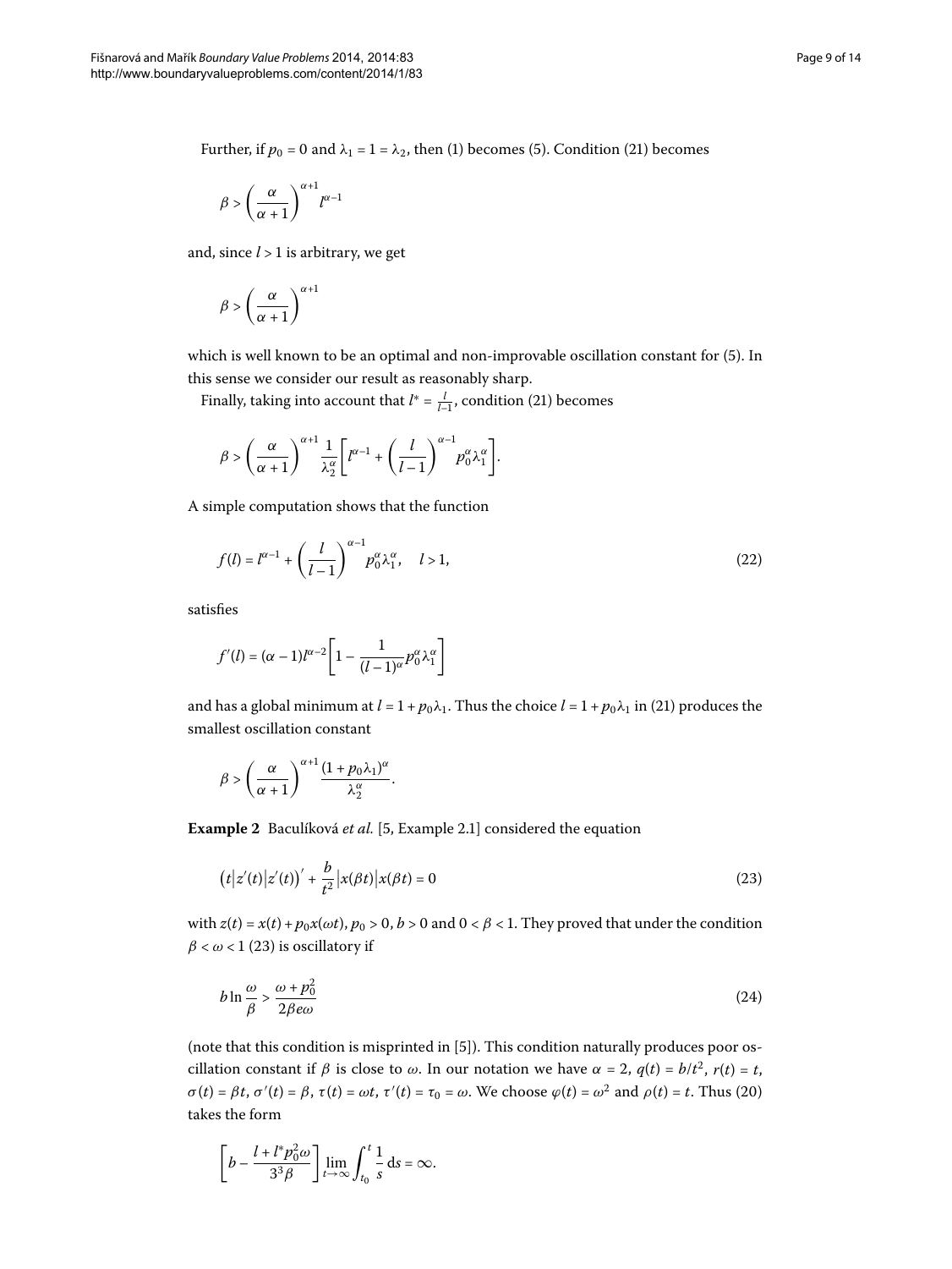Further, if $p_0 = 0$ and $\lambda_1 = 1 = \lambda_2$, then (1) becomes (5). Condition (21) becomes

$$\beta > \left(\frac{\alpha}{\alpha+1}\right)^{\alpha+1} l^{\alpha-1}$$

and, since $l > 1$ is arbitrary, we get

$$\beta > \left(\frac{\alpha}{\alpha+1}\right)^{\alpha+1}$$

which is well known to be an optimal and non-improvable oscillation constant for (5). In this sense we consider our result as reasonably sharp.

Finally, taking into account that $l^* = \frac{l}{l-1}$, condition (21) becomes

$$\beta > \left(\frac{\alpha}{\alpha+1}\right)^{\alpha+1} \frac{1}{\lambda_2^\alpha}\left[l^{\alpha-1} + \left(\frac{l}{l-1}\right)^{\alpha-1} p_0^\alpha \lambda_1^\alpha\right].$$

A simple computation shows that the function

$$f(l) = l^{\alpha-1} + \left(\frac{l}{l-1}\right)^{\alpha-1} p_0^\alpha \lambda_1^\alpha, \quad l > 1, \tag{22}$$

satisfies

$$f'(l) = (\alpha-1)l^{\alpha-2}\left[1 - \frac{1}{(l-1)^\alpha} p_0^\alpha \lambda_1^\alpha\right]$$

and has a global minimum at $l = 1 + p_0\lambda_1$. Thus the choice $l = 1 + p_0\lambda_1$ in (21) produces the smallest oscillation constant

$$\beta > \left(\frac{\alpha}{\alpha+1}\right)^{\alpha+1} \frac{(1+p_0\lambda_1)^\alpha}{\lambda_2^\alpha}.$$

**Example 2** Baculíková *et al.* [5, Example 2.1] considered the equation

$$\left(t\left|z'(t)\right|z'(t)\right)' + \frac{b}{t^2}\left|x(\beta t)\right|x(\beta t) = 0 \tag{23}$$

with $z(t) = x(t) + p_0 x(\omega t)$, $p_0 > 0$, $b > 0$ and $0 < \beta < 1$. They proved that under the condition $\beta < \omega < 1$ (23) is oscillatory if

$$b \ln\frac{\omega}{\beta} > \frac{\omega + p_0^2}{2\beta e \omega} \tag{24}$$

(note that this condition is misprinted in [5]). This condition naturally produces poor oscillation constant if $\beta$ is close to $\omega$. In our notation we have $\alpha = 2$, $q(t) = b/t^2$, $r(t) = t$, $\sigma(t) = \beta t$, $\sigma'(t) = \beta$, $\tau(t) = \omega t$, $\tau'(t) = \tau_0 = \omega$. We choose $\varphi(t) = \omega^2$ and $\rho(t) = t$. Thus (20) takes the form

$$\left[b - \frac{l + l^* p_0^2 \omega}{3^3 \beta}\right] \lim_{t\to\infty} \int_{t_0}^t \frac{1}{s}\,\mathrm{d}s = \infty.$$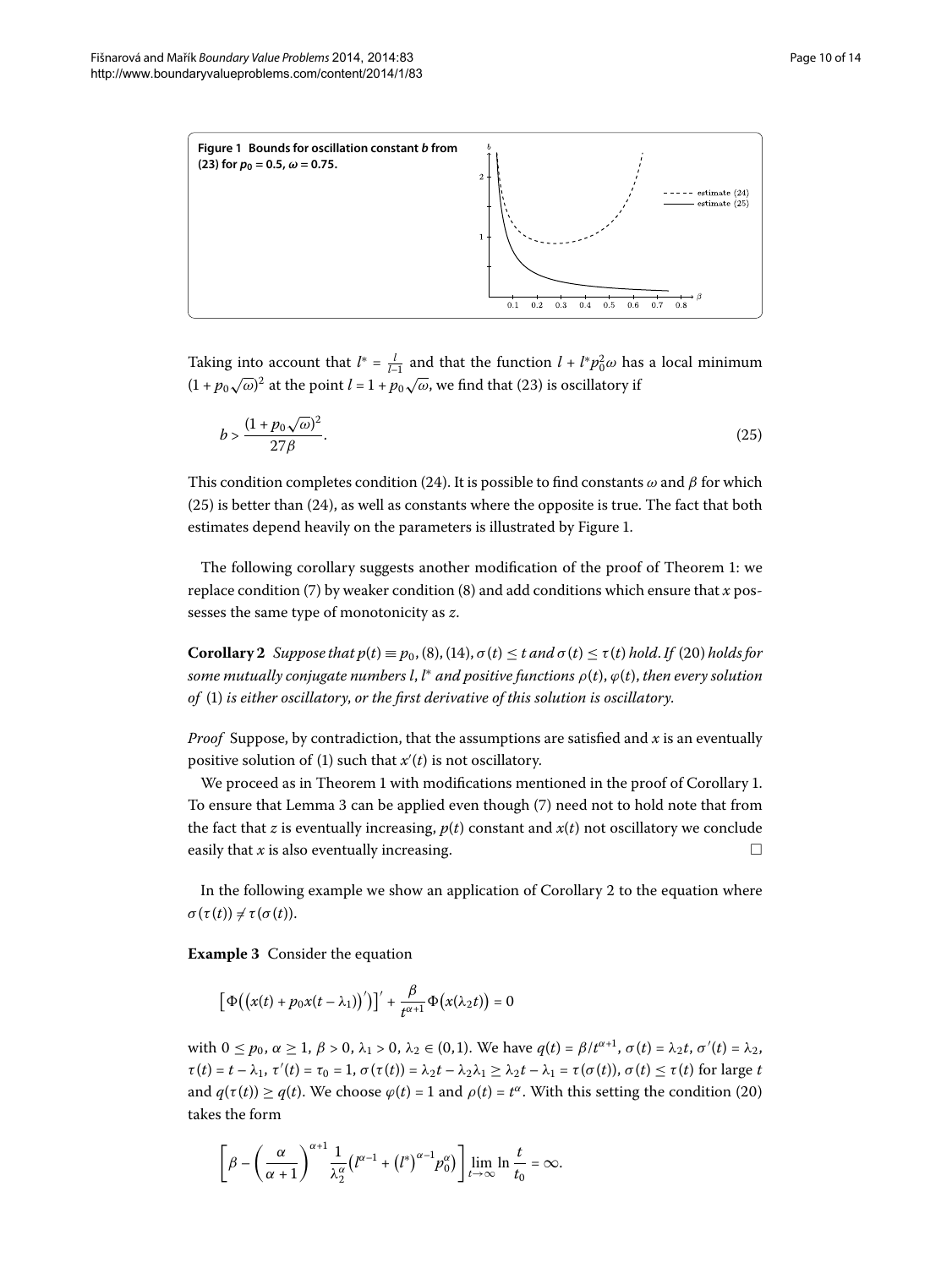**Figure 1 Bounds for oscillation constant *b* from (23) for $p_0 = 0.5$, $\omega = 0.75$.**

b

2

1

0.1 0.2 0.3 0.4 0.5 0.6 0.7 0.8

β

estimate (24)

estimate (25)

Taking into account that $l^* = \frac{l}{l-1}$ and that the function $l + l^* p_0^2 \omega$ has a local minimum $(1 + p_0\sqrt{\omega})^2$ at the point $l = 1 + p_0\sqrt{\omega}$, we find that (23) is oscillatory if

$$b > \frac{(1 + p_0\sqrt{\omega})^2}{27\beta}. \tag{25}$$

This condition completes condition (24). It is possible to find constants $\omega$ and $\beta$ for which (25) is better than (24), as well as constants where the opposite is true. The fact that both estimates depend heavily on the parameters is illustrated by Figure 1.

The following corollary suggests another modification of the proof of Theorem 1: we replace condition (7) by weaker condition (8) and add conditions which ensure that $x$ possesses the same type of monotonicity as $z$.

**Corollary 2** *Suppose that $p(t) \equiv p_0$, (8), (14), $\sigma(t) \le t$ and $\sigma(t) \le \tau(t)$ hold. If (20) holds for some mutually conjugate numbers $l$, $l^*$ and positive functions $\rho(t)$, $\varphi(t)$, then every solution of (1) is either oscillatory, or the first derivative of this solution is oscillatory.*

*Proof* Suppose, by contradiction, that the assumptions are satisfied and $x$ is an eventually positive solution of (1) such that $x'(t)$ is not oscillatory.

We proceed as in Theorem 1 with modifications mentioned in the proof of Corollary 1. To ensure that Lemma 3 can be applied even though (7) need not to hold note that from the fact that $z$ is eventually increasing, $p(t)$ constant and $x(t)$ not oscillatory we conclude easily that $x$ is also eventually increasing. □

In the following example we show an application of Corollary 2 to the equation where $\sigma(\tau(t)) \ne \tau(\sigma(t))$.

**Example 3** Consider the equation

$$\left[\Phi\left(\left(x(t) + p_0 x(t - \lambda_1)\right)'\right)\right]' + \frac{\beta}{t^{\alpha+1}}\Phi\left(x(\lambda_2 t)\right) = 0$$

with $0 \le p_0$, $\alpha \ge 1$, $\beta > 0$, $\lambda_1 > 0$, $\lambda_2 \in (0,1)$. We have $q(t) = \beta/t^{\alpha+1}$, $\sigma(t) = \lambda_2 t$, $\sigma'(t) = \lambda_2$, $\tau(t) = t - \lambda_1$, $\tau'(t) = \tau_0 = 1$, $\sigma(\tau(t)) = \lambda_2 t - \lambda_2\lambda_1 \ge \lambda_2 t - \lambda_1 = \tau(\sigma(t))$, $\sigma(t) \le \tau(t)$ for large $t$ and $q(\tau(t)) \ge q(t)$. We choose $\varphi(t) = 1$ and $\rho(t) = t^\alpha$. With this setting the condition (20) takes the form

$$\left[\beta - \left(\frac{\alpha}{\alpha+1}\right)^{\alpha+1}\frac{1}{\lambda_2^\alpha}\left(l^{\alpha-1} + \left(l^*\right)^{\alpha-1} p_0^\alpha\right)\right]\lim_{t\to\infty}\ln\frac{t}{t_0} = \infty.$$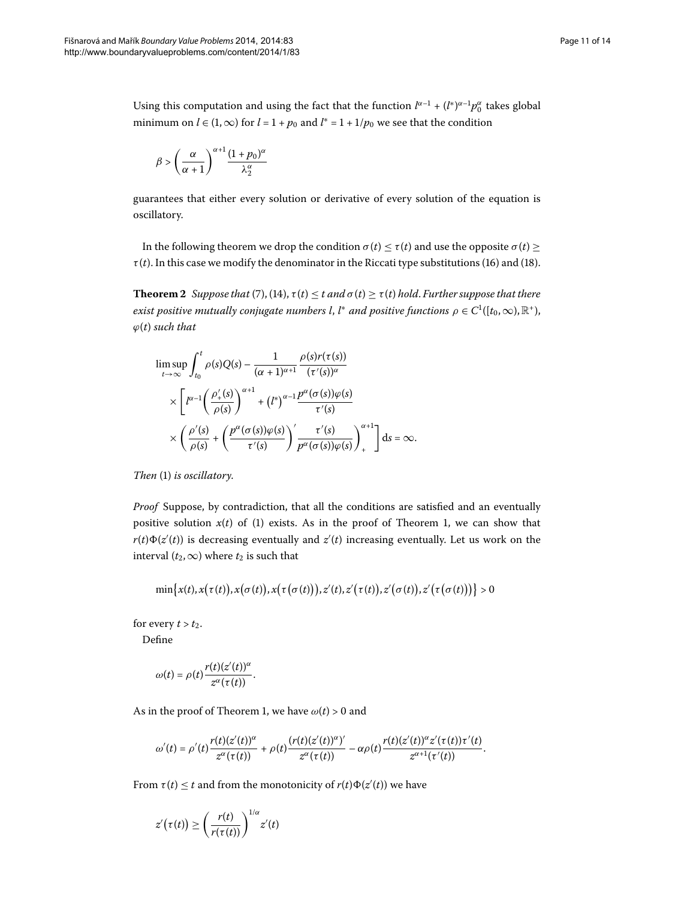Using this computation and using the fact that the function $l^{\alpha-1} + (l^*)^{\alpha-1}p_0^\alpha$ takes global minimum on $l \in (1,\infty)$ for $l = 1 + p_0$ and $l^* = 1 + 1/p_0$ we see that the condition

$$\beta > \left(\frac{\alpha}{\alpha+1}\right)^{\alpha+1} \frac{(1+p_0)^\alpha}{\lambda_2^\alpha}$$

guarantees that either every solution or derivative of every solution of the equation is oscillatory.

In the following theorem we drop the condition $\sigma(t) \le \tau(t)$ and use the opposite $\sigma(t) \ge \tau(t)$. In this case we modify the denominator in the Riccati type substitutions (16) and (18).

**Theorem 2** *Suppose that* (7), (14), $\tau(t) \le t$ *and* $\sigma(t) \ge \tau(t)$ *hold. Further suppose that there exist positive mutually conjugate numbers* $l$, $l^*$ *and positive functions* $\rho \in C^1([t_0,\infty),\mathbb{R}^+)$, $\varphi(t)$ *such that*

$$\begin{aligned}
\limsup_{t\to\infty} \int_{t_0}^{t} & \rho(s)Q(s) - \frac{1}{(\alpha+1)^{\alpha+1}} \frac{\rho(s)r(\tau(s))}{(\tau'(s))^\alpha} \\
&\times \left[ l^{\alpha-1}\left(\frac{\rho'_+(s)}{\rho(s)}\right)^{\alpha+1} + \left(l^*\right)^{\alpha-1} \frac{p^\alpha(\sigma(s))\varphi(s)}{\tau'(s)} \right. \\
&\times \left. \left(\frac{\rho'(s)}{\rho(s)} + \left(\frac{p^\alpha(\sigma(s))\varphi(s)}{\tau'(s)}\right)' \frac{\tau'(s)}{p^\alpha(\sigma(s))\varphi(s)}\right)_+^{\alpha+1} \right] \mathrm{d}s = \infty.
\end{aligned}$$

*Then* (1) *is oscillatory.*

*Proof* Suppose, by contradiction, that all the conditions are satisfied and an eventually positive solution $x(t)$ of (1) exists. As in the proof of Theorem 1, we can show that $r(t)\Phi(z'(t))$ is decreasing eventually and $z'(t)$ increasing eventually. Let us work on the interval $(t_2,\infty)$ where $t_2$ is such that

$$\min\{x(t), x(\tau(t)), x(\sigma(t)), x(\tau(\sigma(t))), z'(t), z'(\tau(t)), z'(\sigma(t)), z'(\tau(\sigma(t)))\} > 0$$

for every $t > t_2$.

Define

$$\omega(t) = \rho(t)\frac{r(t)(z'(t))^\alpha}{z^\alpha(\tau(t))}.$$

As in the proof of Theorem 1, we have $\omega(t) > 0$ and

$$\omega'(t) = \rho'(t)\frac{r(t)(z'(t))^\alpha}{z^\alpha(\tau(t))} + \rho(t)\frac{(r(t)(z'(t))^\alpha)'}{z^\alpha(\tau(t))} - \alpha\rho(t)\frac{r(t)(z'(t))^\alpha z'(\tau(t))\tau'(t)}{z^{\alpha+1}(\tau'(t))}.$$

From $\tau(t) \le t$ and from the monotonicity of $r(t)\Phi(z'(t))$ we have

$$z'(\tau(t)) \ge \left(\frac{r(t)}{r(\tau(t))}\right)^{1/\alpha} z'(t)$$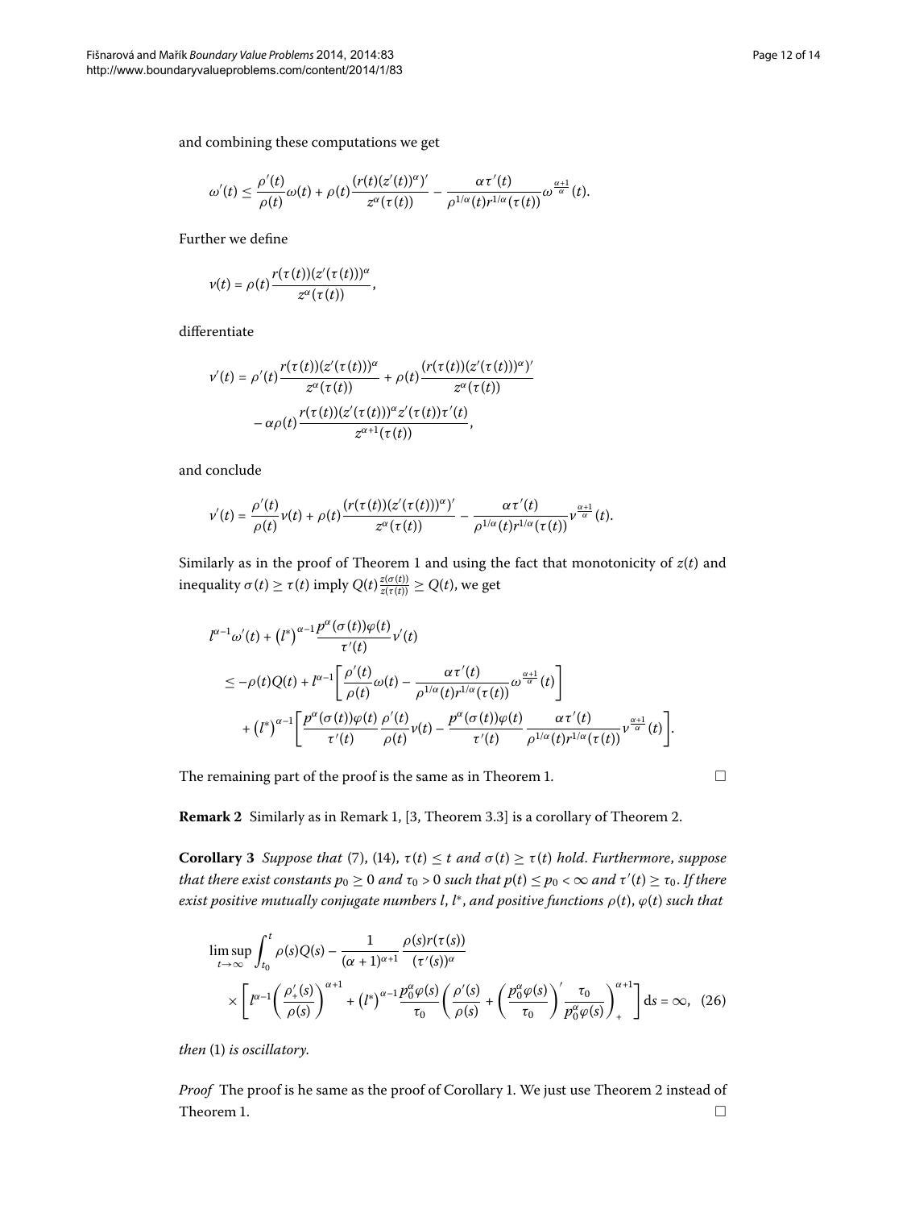and combining these computations we get

$$\omega'(t) \le \frac{\rho'(t)}{\rho(t)}\omega(t) + \rho(t)\frac{(r(t)(z'(t))^\alpha)'}{z^\alpha(\tau(t))} - \frac{\alpha\tau'(t)}{\rho^{1/\alpha}(t)r^{1/\alpha}(\tau(t))}\omega^{\frac{\alpha+1}{\alpha}}(t).$$

Further we define

$$v(t) = \rho(t)\frac{r(\tau(t))(z'(\tau(t)))^\alpha}{z^\alpha(\tau(t))},$$

differentiate

$$\begin{aligned} v'(t) &= \rho'(t)\frac{r(\tau(t))(z'(\tau(t)))^\alpha}{z^\alpha(\tau(t))} + \rho(t)\frac{(r(\tau(t))(z'(\tau(t)))^\alpha)'}{z^\alpha(\tau(t))} \\ &\quad - \alpha\rho(t)\frac{r(\tau(t))(z'(\tau(t)))^\alpha z'(\tau(t))\tau'(t)}{z^{\alpha+1}(\tau(t))}, \end{aligned}$$

and conclude

$$v'(t) = \frac{\rho'(t)}{\rho(t)}v(t) + \rho(t)\frac{(r(\tau(t))(z'(\tau(t)))^\alpha)'}{z^\alpha(\tau(t))} - \frac{\alpha\tau'(t)}{\rho^{1/\alpha}(t)r^{1/\alpha}(\tau(t))}v^{\frac{\alpha+1}{\alpha}}(t).$$

Similarly as in the proof of Theorem 1 and using the fact that monotonicity of $z(t)$ and inequality $\sigma(t) \ge \tau(t)$ imply $Q(t)\frac{z(\sigma(t))}{z(\tau(t))} \ge Q(t)$, we get

$$\begin{aligned} &l^{\alpha-1}\omega'(t) + (l^*)^{\alpha-1}\frac{p^\alpha(\sigma(t))\varphi(t)}{\tau'(t)}v'(t) \\ &\quad \le -\rho(t)Q(t) + l^{\alpha-1}\left[\frac{\rho'(t)}{\rho(t)}\omega(t) - \frac{\alpha\tau'(t)}{\rho^{1/\alpha}(t)r^{1/\alpha}(\tau(t))}\omega^{\frac{\alpha+1}{\alpha}}(t)\right] \\ &\qquad + (l^*)^{\alpha-1}\left[\frac{p^\alpha(\sigma(t))\varphi(t)}{\tau'(t)}\frac{\rho'(t)}{\rho(t)}v(t) - \frac{p^\alpha(\sigma(t))\varphi(t)}{\tau'(t)}\frac{\alpha\tau'(t)}{\rho^{1/\alpha}(t)r^{1/\alpha}(\tau(t))}v^{\frac{\alpha+1}{\alpha}}(t)\right]. \end{aligned}$$

The remaining part of the proof is the same as in Theorem 1. □

**Remark 2** Similarly as in Remark 1, [3, Theorem 3.3] is a corollary of Theorem 2.

**Corollary 3** *Suppose that* (7), (14), $\tau(t) \le t$ *and* $\sigma(t) \ge \tau(t)$ *hold. Furthermore, suppose that there exist constants* $p_0 \ge 0$ *and* $\tau_0 > 0$ *such that* $p(t) \le p_0 < \infty$ *and* $\tau'(t) \ge \tau_0$. *If there exist positive mutually conjugate numbers* $l$, $l^*$, *and positive functions* $\rho(t)$, $\varphi(t)$ *such that*

$$\begin{aligned} &\limsup_{t\to\infty}\int_{t_0}^t \rho(s)Q(s) - \frac{1}{(\alpha+1)^{\alpha+1}}\frac{\rho(s)r(\tau(s))}{(\tau'(s))^\alpha} \\ &\quad \times\left[l^{\alpha-1}\left(\frac{\rho'_+(s)}{\rho(s)}\right)^{\alpha+1} + (l^*)^{\alpha-1}\frac{p_0^\alpha\varphi(s)}{\tau_0}\left(\frac{\rho'(s)}{\rho(s)} + \left(\frac{p_0^\alpha\varphi(s)}{\tau_0}\right)'\frac{\tau_0}{p_0^\alpha\varphi(s)}\right)_+^{\alpha+1}\right]\mathrm{d}s = \infty, \quad (26) \end{aligned}$$

*then* (1) *is oscillatory.*

*Proof* The proof is he same as the proof of Corollary 1. We just use Theorem 2 instead of Theorem 1. □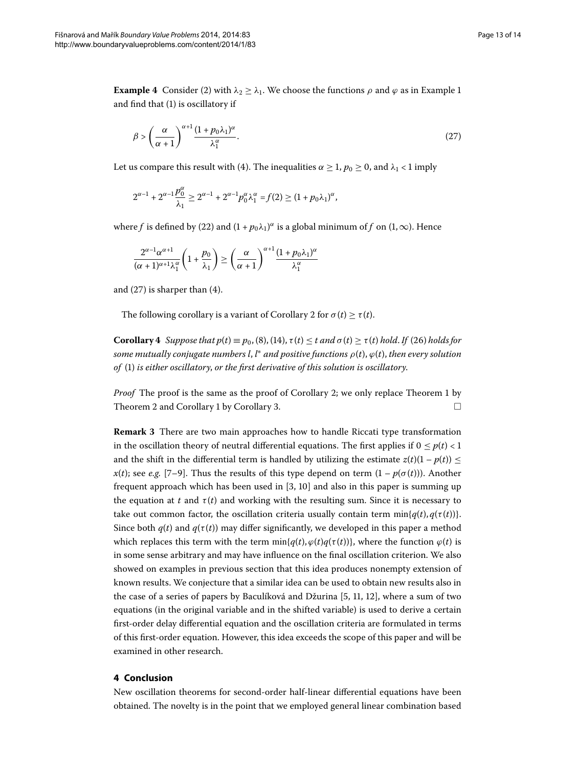**Example 4** Consider (2) with $\lambda_2 \geq \lambda_1$. We choose the functions $\rho$ and $\varphi$ as in Example 1 and find that (1) is oscillatory if

$$\beta > \left(\frac{\alpha}{\alpha+1}\right)^{\alpha+1} \frac{(1+p_0\lambda_1)^\alpha}{\lambda_1^\alpha}. \tag{27}$$

Let us compare this result with (4). The inequalities $\alpha \geq 1$, $p_0 \geq 0$, and $\lambda_1 < 1$ imply

$$2^{\alpha-1} + 2^{\alpha-1}\frac{p_0^\alpha}{\lambda_1} \geq 2^{\alpha-1} + 2^{\alpha-1}p_0^\alpha\lambda_1^\alpha = f(2) \geq (1+p_0\lambda_1)^\alpha,$$

where $f$ is defined by (22) and $(1+p_0\lambda_1)^\alpha$ is a global minimum of $f$ on $(1,\infty)$. Hence

$$\frac{2^{\alpha-1}\alpha^{\alpha+1}}{(\alpha+1)^{\alpha+1}\lambda_1^\alpha}\left(1+\frac{p_0}{\lambda_1}\right) \geq \left(\frac{\alpha}{\alpha+1}\right)^{\alpha+1}\frac{(1+p_0\lambda_1)^\alpha}{\lambda_1^\alpha}$$

and (27) is sharper than (4).

The following corollary is a variant of Corollary 2 for $\sigma(t) \geq \tau(t)$.

**Corollary 4** *Suppose that* $p(t) \equiv p_0$, (8), (14), $\tau(t) \leq t$ *and* $\sigma(t) \geq \tau(t)$ *hold. If* (26) *holds for some mutually conjugate numbers* $l$, $l^*$ *and positive functions* $\rho(t)$, $\varphi(t)$, *then every solution of* (1) *is either oscillatory, or the first derivative of this solution is oscillatory.*

*Proof* The proof is the same as the proof of Corollary 2; we only replace Theorem 1 by Theorem 2 and Corollary 1 by Corollary 3. □

**Remark 3** There are two main approaches how to handle Riccati type transformation in the oscillation theory of neutral differential equations. The first applies if $0 \leq p(t) < 1$ and the shift in the differential term is handled by utilizing the estimate $z(t)(1-p(t)) \leq x(t)$; see *e.g.* [7–9]. Thus the results of this type depend on term $(1-p(\sigma(t)))$. Another frequent approach which has been used in [3, 10] and also in this paper is summing up the equation at $t$ and $\tau(t)$ and working with the resulting sum. Since it is necessary to take out common factor, the oscillation criteria usually contain term $\min\{q(t), q(\tau(t))\}$. Since both $q(t)$ and $q(\tau(t))$ may differ significantly, we developed in this paper a method which replaces this term with the term $\min\{q(t), \varphi(t)q(\tau(t))\}$, where the function $\varphi(t)$ is in some sense arbitrary and may have influence on the final oscillation criterion. We also showed on examples in previous section that this idea produces nonempty extension of known results. We conjecture that a similar idea can be used to obtain new results also in the case of a series of papers by Baculíková and Džurina [5, 11, 12], where a sum of two equations (in the original variable and in the shifted variable) is used to derive a certain first-order delay differential equation and the oscillation criteria are formulated in terms of this first-order equation. However, this idea exceeds the scope of this paper and will be examined in other research.

## 4 Conclusion

New oscillation theorems for second-order half-linear differential equations have been obtained. The novelty is in the point that we employed general linear combination based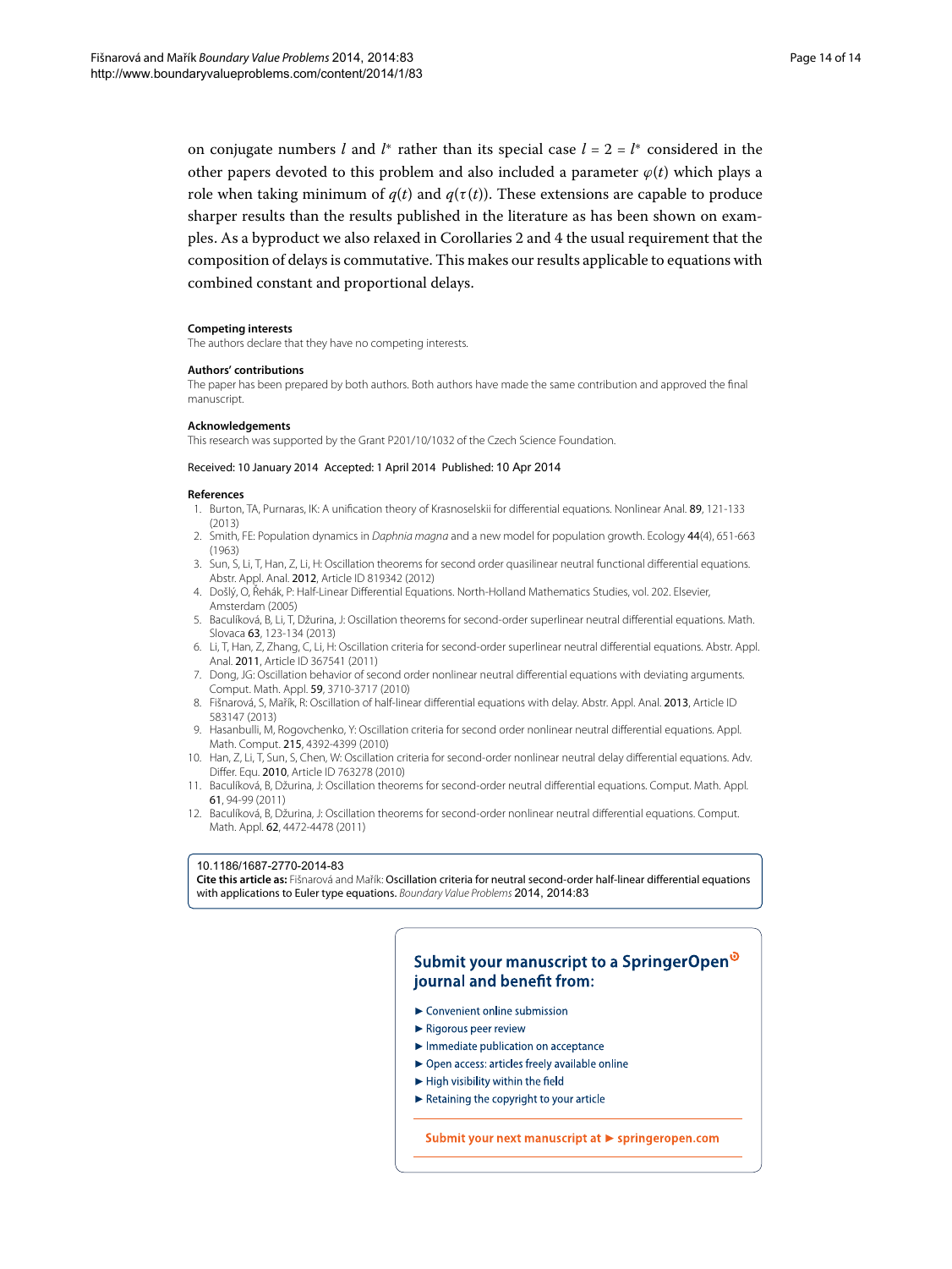on conjugate numbers $l$ and $l^*$ rather than its special case $l = 2 = l^*$ considered in the other papers devoted to this problem and also included a parameter $\varphi(t)$ which plays a role when taking minimum of $q(t)$ and $q(\tau(t))$. These extensions are capable to produce sharper results than the results published in the literature as has been shown on examples. As a byproduct we also relaxed in Corollaries 2 and 4 the usual requirement that the composition of delays is commutative. This makes our results applicable to equations with combined constant and proportional delays.

#### Competing interests

The authors declare that they have no competing interests.

#### Authors' contributions

The paper has been prepared by both authors. Both authors have made the same contribution and approved the final manuscript.

#### Acknowledgements

This research was supported by the Grant P201/10/1032 of the Czech Science Foundation.

Received: 10 January 2014 Accepted: 1 April 2014 Published: 10 Apr 2014

#### References

1. Burton, TA, Purnaras, IK: A unification theory of Krasnoselskii for differential equations. Nonlinear Anal. **89**, 121-133 (2013)
2. Smith, FE: Population dynamics in *Daphnia magna* and a new model for population growth. Ecology **44**(4), 651-663 (1963)
3. Sun, S, Li, T, Han, Z, Li, H: Oscillation theorems for second order quasilinear neutral functional differential equations. Abstr. Appl. Anal. **2012**, Article ID 819342 (2012)
4. Došlý, O, Řehák, P: Half-Linear Differential Equations. North-Holland Mathematics Studies, vol. 202. Elsevier, Amsterdam (2005)
5. Baculíková, B, Li, T, Džurina, J: Oscillation theorems for second-order superlinear neutral differential equations. Math. Slovaca **63**, 123-134 (2013)
6. Li, T, Han, Z, Zhang, C, Li, H: Oscillation criteria for second-order superlinear neutral differential equations. Abstr. Appl. Anal. **2011**, Article ID 367541 (2011)
7. Dong, JG: Oscillation behavior of second order nonlinear neutral differential equations with deviating arguments. Comput. Math. Appl. **59**, 3710-3717 (2010)
8. Fišnarová, S, Mařík, R: Oscillation of half-linear differential equations with delay. Abstr. Appl. Anal. **2013**, Article ID 583147 (2013)
9. Hasanbulli, M, Rogovchenko, Y: Oscillation criteria for second order nonlinear neutral differential equations. Appl. Math. Comput. **215**, 4392-4399 (2010)
10. Han, Z, Li, T, Sun, S, Chen, W: Oscillation criteria for second-order nonlinear neutral delay differential equations. Adv. Differ. Equ. **2010**, Article ID 763278 (2010)
11. Baculíková, B, Džurina, J: Oscillation theorems for second-order neutral differential equations. Comput. Math. Appl. **61**, 94-99 (2011)
12. Baculíková, B, Džurina, J: Oscillation theorems for second-order nonlinear neutral differential equations. Comput. Math. Appl. **62**, 4472-4478 (2011)

10.1186/1687-2770-2014-83
**Cite this article as:** Fišnarová and Mařík: Oscillation criteria for neutral second-order half-linear differential equations with applications to Euler type equations. *Boundary Value Problems* 2014, 2014:83

**Submit your manuscript to a SpringerOpen journal and benefit from:**

- ► Convenient online submission
- ► Rigorous peer review
- ► Immediate publication on acceptance
- ► Open access: articles freely available online
- ► High visibility within the field
- ► Retaining the copyright to your article

**Submit your next manuscript at ► springeropen.com**